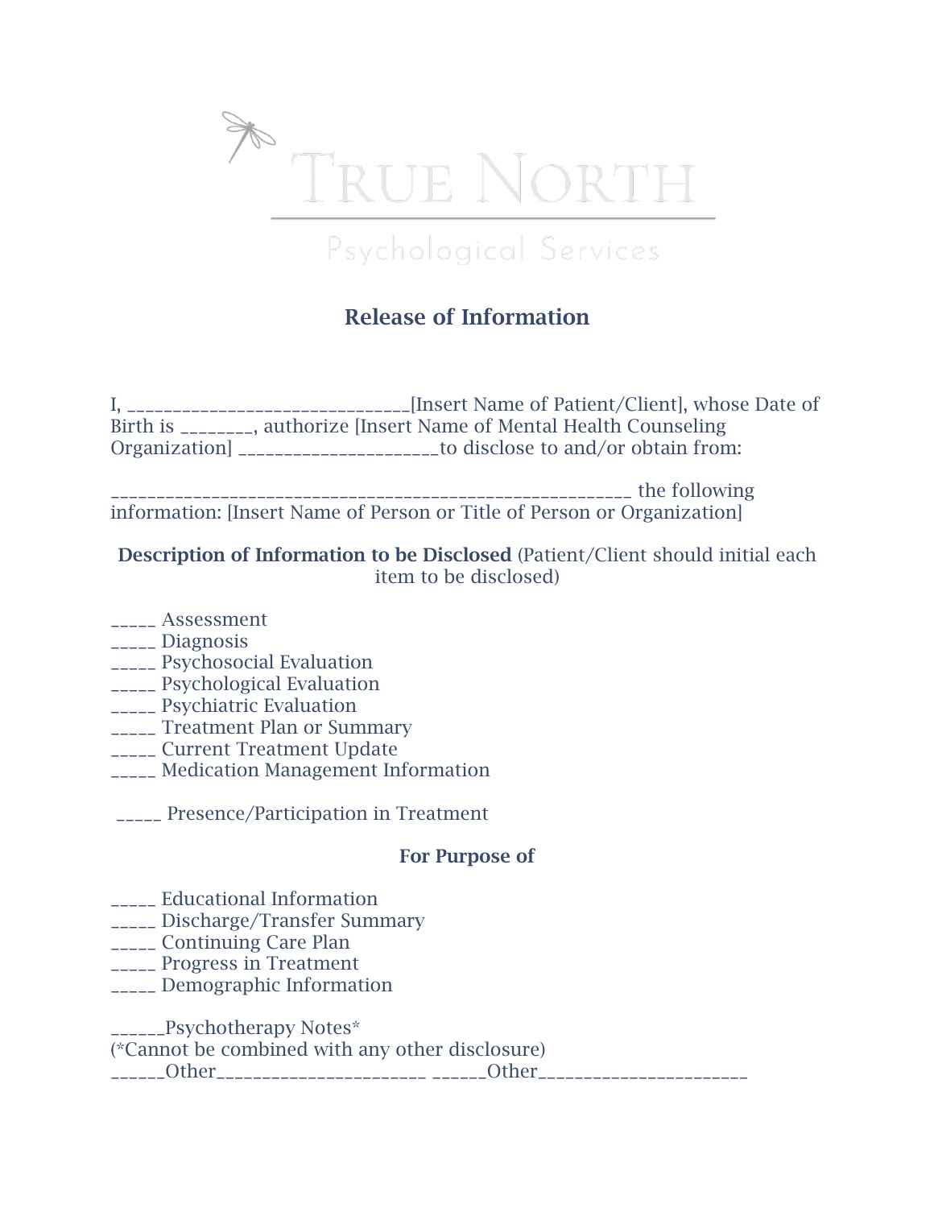TRUE NORTH

Psychological Services

## Release of Information

I, ______________________________[Insert Name of Patient/Client], whose Date of Birth is ________, authorize [Insert Name of Mental Health Counseling Organization] _____________________to disclose to and/or obtain from:

_________________________________________________________ the following information: [Insert Name of Person or Title of Person or Organization]

**Description of Information to be Disclosed** (Patient/Client should initial each item to be disclosed)

_____ Assessment
_____ Diagnosis
_____ Psychosocial Evaluation
_____ Psychological Evaluation
_____ Psychiatric Evaluation
_____ Treatment Plan or Summary
_____ Current Treatment Update
_____ Medication Management Information

_____ Presence/Participation in Treatment

**For Purpose of**

_____ Educational Information
_____ Discharge/Transfer Summary
_____ Continuing Care Plan
_____ Progress in Treatment
_____ Demographic Information

______Psychotherapy Notes*
(*Cannot be combined with any other disclosure)
______Other______________________ ______Other______________________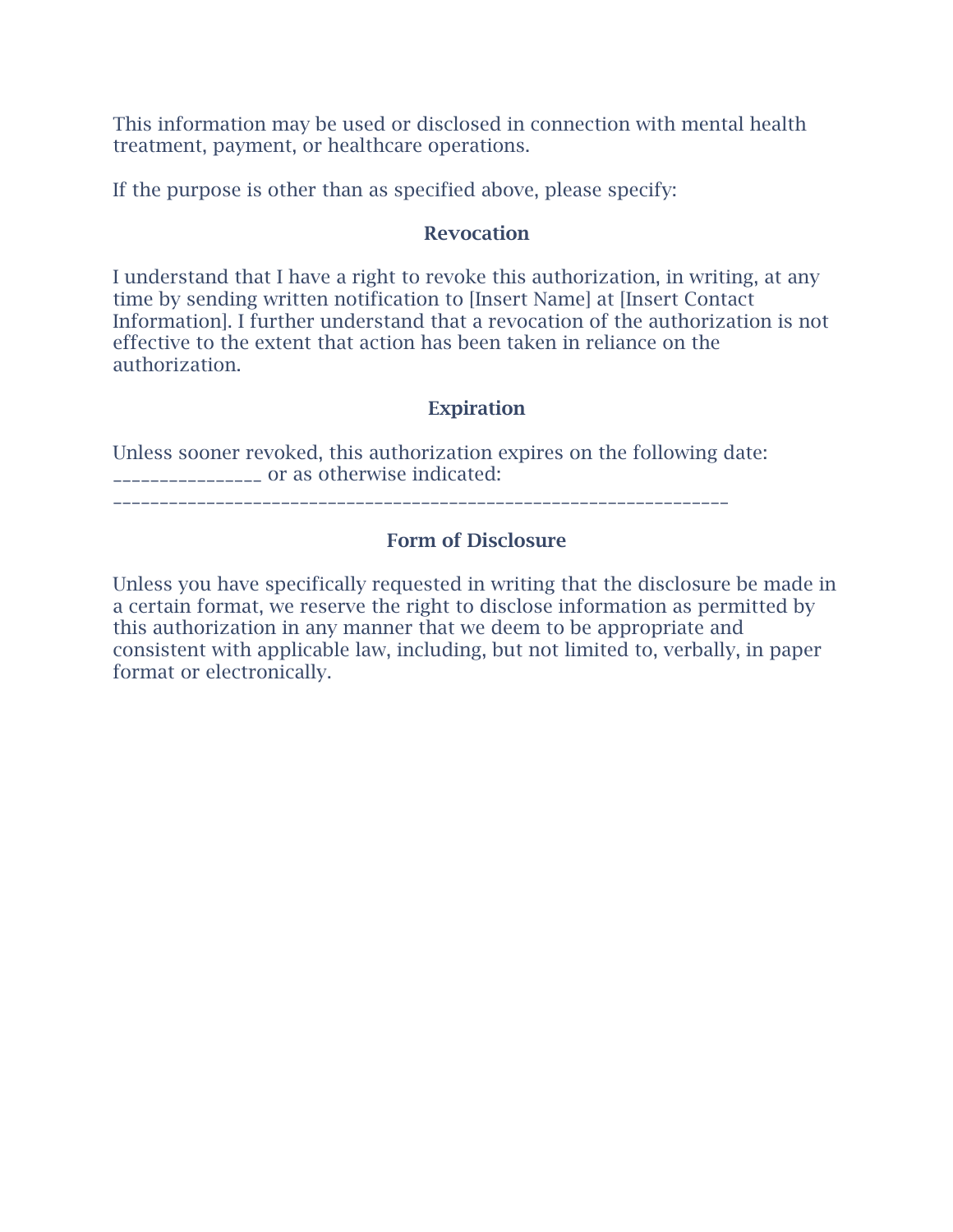This information may be used or disclosed in connection with mental health treatment, payment, or healthcare operations.

If the purpose is other than as specified above, please specify:

### Revocation

I understand that I have a right to revoke this authorization, in writing, at any time by sending written notification to [Insert Name] at [Insert Contact Information]. I further understand that a revocation of the authorization is not effective to the extent that action has been taken in reliance on the authorization.

### Expiration

Unless sooner revoked, this authorization expires on the following date: ________________ or as otherwise indicated: ________________________________________________________________

### Form of Disclosure

Unless you have specifically requested in writing that the disclosure be made in a certain format, we reserve the right to disclose information as permitted by this authorization in any manner that we deem to be appropriate and consistent with applicable law, including, but not limited to, verbally, in paper format or electronically.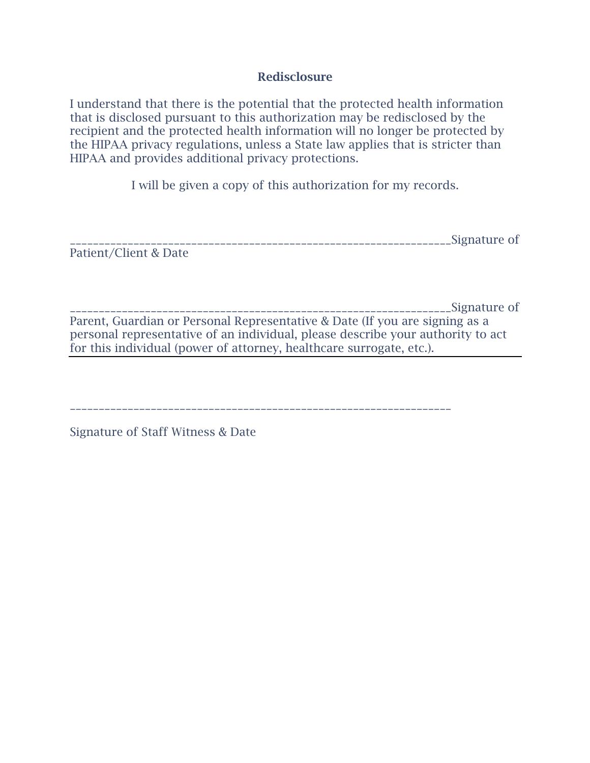**Redisclosure**

I understand that there is the potential that the protected health information that is disclosed pursuant to this authorization may be redisclosed by the recipient and the protected health information will no longer be protected by the HIPAA privacy regulations, unless a State law applies that is stricter than HIPAA and provides additional privacy protections.

I will be given a copy of this authorization for my records.

_______________________________________________________________Signature of Patient/Client & Date

_______________________________________________________________Signature of Parent, Guardian or Personal Representative & Date (If you are signing as a personal representative of an individual, please describe your authority to act for this individual (power of attorney, healthcare surrogate, etc.).

_______________________________________________________________

Signature of Staff Witness & Date